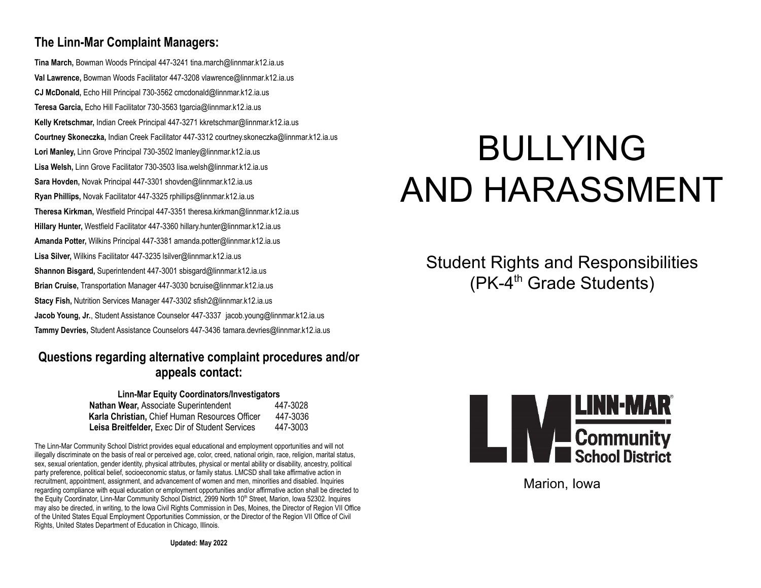## The Linn-Mar Complaint Managers:

**Tina March,** Bowman Woods Principal 447-3241 tina.march@linnmar.k12.ia.us

**Val Lawrence,** Bowman Woods Facilitator 447-3208 vlawrence@linnmar.k12.ia.us

**CJ McDonald,** Echo Hill Principal 730-3562 cmcdonald@linnmar.k12.ia.us

**Teresa Garcia,** Echo Hill Facilitator 730-3563 tgarcia@linnmar.k12.ia.us

**Kelly Kretschmar,** Indian Creek Principal 447-3271 kkretschmar@linnmar.k12.ia.us

**Courtney Skoneczka,** Indian Creek Facilitator 447-3312 courtney.skoneczka@linnmar.k12.ia.us

**Lori Manley,** Linn Grove Principal 730-3502 lmanley@linnmar.k12.ia.us

**Lisa Welsh,** Linn Grove Facilitator 730-3503 lisa.welsh@linnmar.k12.ia.us

**Sara Hovden,** Novak Principal 447-3301 shovden@linnmar.k12.ia.us

**Ryan Phillips,** Novak Facilitator 447-3325 rphillips@linnmar.k12.ia.us

**Theresa Kirkman,** Westfield Principal 447-3351 theresa.kirkman@linnmar.k12.ia.us

**Hillary Hunter,** Westfield Facilitator 447-3360 hillary.hunter@linnmar.k12.ia.us

**Amanda Potter,** Wilkins Principal 447-3381 amanda.potter@linnmar.k12.ia.us

**Lisa Silver,** Wilkins Facilitator 447-3235 lsilver@linnmar.k12.ia.us

**Shannon Bisgard,** Superintendent 447-3001 sbisgard@linnmar.k12.ia.us

**Brian Cruise,** Transportation Manager 447-3030 bcruise@linnmar.k12.ia.us

**Stacy Fish,** Nutrition Services Manager 447-3302 sfish2@linnmar.k12.ia.us

**Jacob Young, Jr.**, Student Assistance Counselor 447-3337 jacob.young@linnmar.k12.ia.us

**Tammy Devries,** Student Assistance Counselors 447-3436 tamara.devries@linnmar.k12.ia.us

## Questions regarding alternative complaint procedures and/or appeals contact:

**Linn-Mar Equity Coordinators/Investigators**

| | |
|---|---|
| **Nathan Wear,** Associate Superintendent | 447-3028 |
| **Karla Christian,** Chief Human Resources Officer | 447-3036 |
| **Leisa Breitfelder,** Exec Dir of Student Services | 447-3003 |

The Linn-Mar Community School District provides equal educational and employment opportunities and will not illegally discriminate on the basis of real or perceived age, color, creed, national origin, race, religion, marital status, sex, sexual orientation, gender identity, physical attributes, physical or mental ability or disability, ancestry, political party preference, political belief, socioeconomic status, or family status. LMCSD shall take affirmative action in recruitment, appointment, assignment, and advancement of women and men, minorities and disabled. Inquiries regarding compliance with equal education or employment opportunities and/or affirmative action shall be directed to the Equity Coordinator, Linn-Mar Community School District, 2999 North 10th Street, Marion, Iowa 52302. Inquires may also be directed, in writing, to the Iowa Civil Rights Commission in Des, Moines, the Director of Region VII Office of the United States Equal Employment Opportunities Commission, or the Director of the Region VII Office of Civil Rights, United States Department of Education in Chicago, Illinois.

**Updated: May 2022**

# BULLYING AND HARASSMENT

## Student Rights and Responsibilities (PK-4th Grade Students)

LINN-MAR Community School District

Marion, Iowa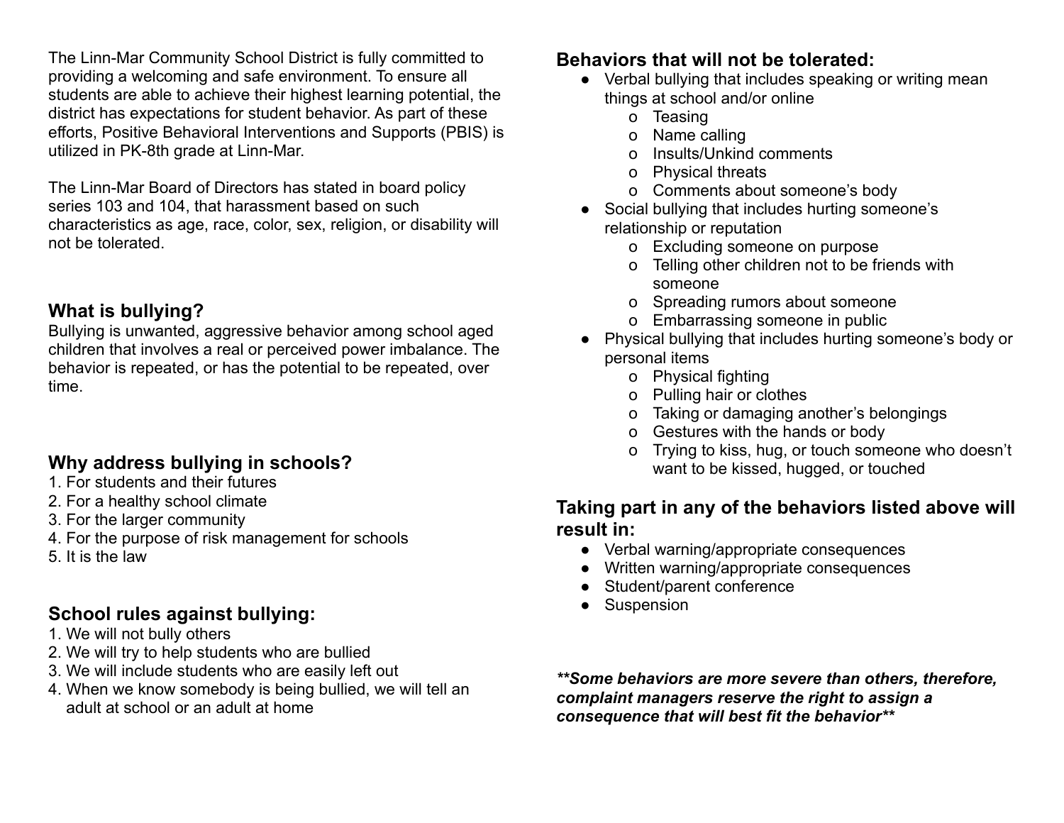The Linn-Mar Community School District is fully committed to providing a welcoming and safe environment. To ensure all students are able to achieve their highest learning potential, the district has expectations for student behavior. As part of these efforts, Positive Behavioral Interventions and Supports (PBIS) is utilized in PK-8th grade at Linn-Mar.

The Linn-Mar Board of Directors has stated in board policy series 103 and 104, that harassment based on such characteristics as age, race, color, sex, religion, or disability will not be tolerated.

## What is bullying?

Bullying is unwanted, aggressive behavior among school aged children that involves a real or perceived power imbalance. The behavior is repeated, or has the potential to be repeated, over time.

## Why address bullying in schools?

1. For students and their futures
2. For a healthy school climate
3. For the larger community
4. For the purpose of risk management for schools
5. It is the law

## School rules against bullying:

1. We will not bully others
2. We will try to help students who are bullied
3. We will include students who are easily left out
4. When we know somebody is being bullied, we will tell an adult at school or an adult at home

## Behaviors that will not be tolerated:

- Verbal bullying that includes speaking or writing mean things at school and/or online
  - Teasing
  - Name calling
  - Insults/Unkind comments
  - Physical threats
  - Comments about someone's body
- Social bullying that includes hurting someone's relationship or reputation
  - Excluding someone on purpose
  - Telling other children not to be friends with someone
  - Spreading rumors about someone
  - Embarrassing someone in public
- Physical bullying that includes hurting someone's body or personal items
  - Physical fighting
  - Pulling hair or clothes
  - Taking or damaging another's belongings
  - Gestures with the hands or body
  - Trying to kiss, hug, or touch someone who doesn't want to be kissed, hugged, or touched

## Taking part in any of the behaviors listed above will result in:

- Verbal warning/appropriate consequences
- Written warning/appropriate consequences
- Student/parent conference
- Suspension

***\*\*Some behaviors are more severe than others, therefore, complaint managers reserve the right to assign a consequence that will best fit the behavior\*\****